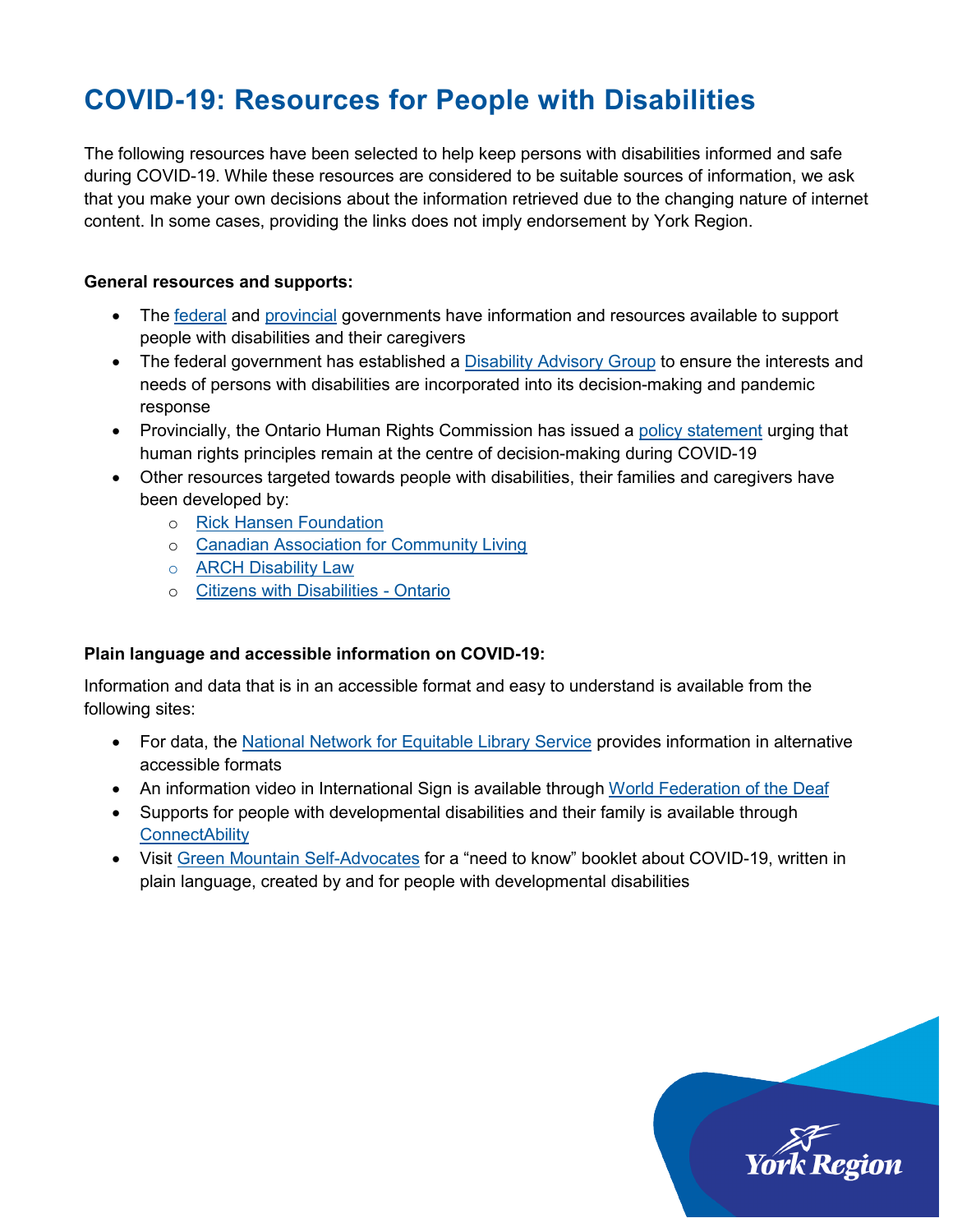# COVID-19: Resources for People with Disabilities

The following resources have been selected to help keep persons with disabilities informed and safe during COVID-19. While these resources are considered to be suitable sources of information, we ask that you make your own decisions about the information retrieved due to the changing nature of internet content. In some cases, providing the links does not imply endorsement by York Region.

**General resources and supports:**

- The federal and provincial governments have information and resources available to support people with disabilities and their caregivers
- The federal government has established a Disability Advisory Group to ensure the interests and needs of persons with disabilities are incorporated into its decision-making and pandemic response
- Provincially, the Ontario Human Rights Commission has issued a policy statement urging that human rights principles remain at the centre of decision-making during COVID-19
- Other resources targeted towards people with disabilities, their families and caregivers have been developed by:
  - Rick Hansen Foundation
  - Canadian Association for Community Living
  - ARCH Disability Law
  - Citizens with Disabilities - Ontario

**Plain language and accessible information on COVID-19:**

Information and data that is in an accessible format and easy to understand is available from the following sites:

- For data, the National Network for Equitable Library Service provides information in alternative accessible formats
- An information video in International Sign is available through World Federation of the Deaf
- Supports for people with developmental disabilities and their family is available through ConnectAbility
- Visit Green Mountain Self-Advocates for a "need to know" booklet about COVID-19, written in plain language, created by and for people with developmental disabilities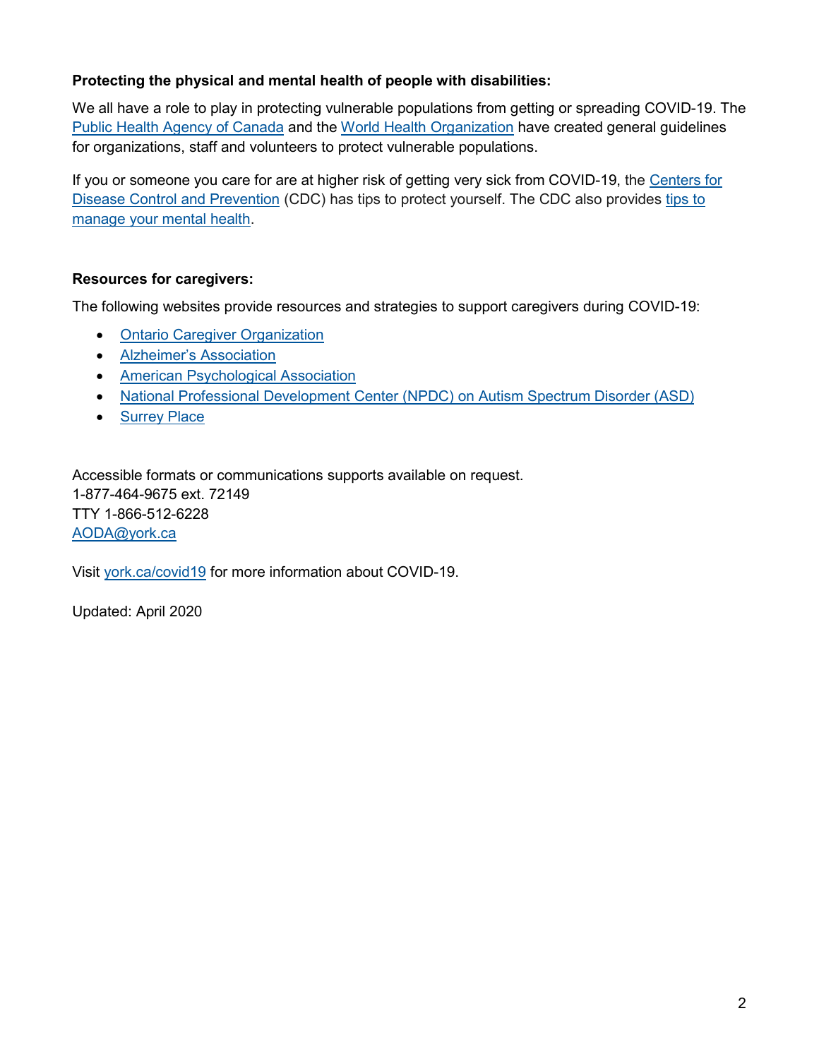**Protecting the physical and mental health of people with disabilities:**

We all have a role to play in protecting vulnerable populations from getting or spreading COVID-19. The Public Health Agency of Canada and the World Health Organization have created general guidelines for organizations, staff and volunteers to protect vulnerable populations.

If you or someone you care for are at higher risk of getting very sick from COVID-19, the Centers for Disease Control and Prevention (CDC) has tips to protect yourself. The CDC also provides tips to manage your mental health.

**Resources for caregivers:**

The following websites provide resources and strategies to support caregivers during COVID-19:

- Ontario Caregiver Organization
- Alzheimer's Association
- American Psychological Association
- National Professional Development Center (NPDC) on Autism Spectrum Disorder (ASD)
- Surrey Place

Accessible formats or communications supports available on request.
1-877-464-9675 ext. 72149
TTY 1-866-512-6228
AODA@york.ca

Visit york.ca/covid19 for more information about COVID-19.

Updated: April 2020